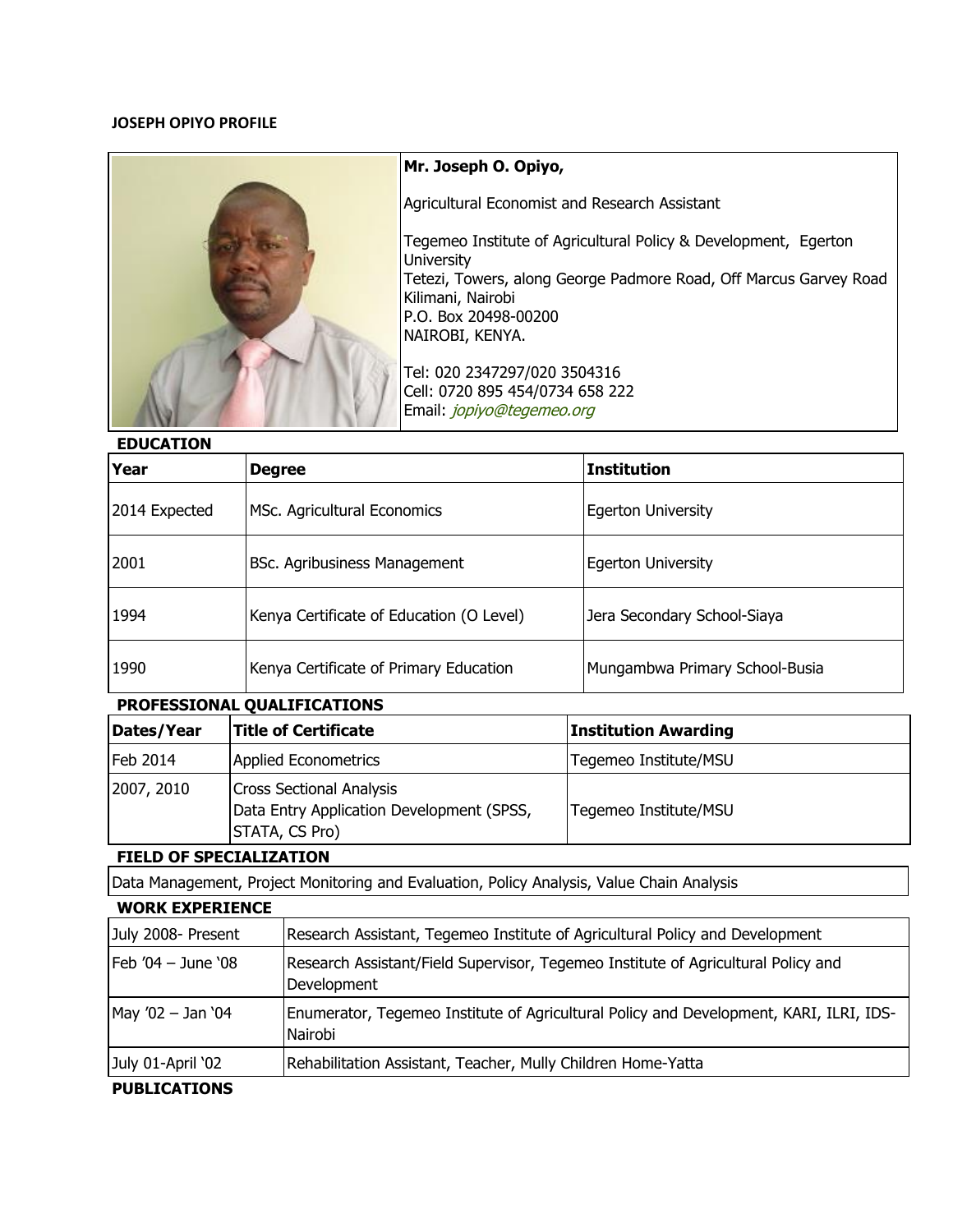**JOSEPH OPIYO PROFILE**

**Mr. Joseph O. Opiyo,**

Agricultural Economist and Research Assistant

Tegemeo Institute of Agricultural Policy & Development, Egerton University
Tetezi, Towers, along George Padmore Road, Off Marcus Garvey Road
Kilimani, Nairobi
P.O. Box 20498-00200
NAIROBI, KENYA.

Tel: 020 2347297/020 3504316
Cell: 0720 895 454/0734 658 222
Email: *jopiyo@tegemeo.org*

**EDUCATION**

| Year | Degree | Institution |
|---|---|---|
| 2014 Expected | MSc. Agricultural Economics | Egerton University |
| 2001 | BSc. Agribusiness Management | Egerton University |
| 1994 | Kenya Certificate of Education (O Level) | Jera Secondary School-Siaya |
| 1990 | Kenya Certificate of Primary Education | Mungambwa Primary School-Busia |

**PROFESSIONAL QUALIFICATIONS**

| Dates/Year | Title of Certificate | Institution Awarding |
|---|---|---|
| Feb 2014 | Applied Econometrics | Tegemeo Institute/MSU |
| 2007, 2010 | Cross Sectional Analysis<br>Data Entry Application Development (SPSS, STATA, CS Pro) | Tegemeo Institute/MSU |

**FIELD OF SPECIALIZATION**

Data Management, Project Monitoring and Evaluation, Policy Analysis, Value Chain Analysis

**WORK EXPERIENCE**

| | |
|---|---|
| July 2008- Present | Research Assistant, Tegemeo Institute of Agricultural Policy and Development |
| Feb '04 – June '08 | Research Assistant/Field Supervisor, Tegemeo Institute of Agricultural Policy and Development |
| May '02 – Jan '04 | Enumerator, Tegemeo Institute of Agricultural Policy and Development, KARI, ILRI, IDS-Nairobi |
| July 01-April '02 | Rehabilitation Assistant, Teacher, Mully Children Home-Yatta |

**PUBLICATIONS**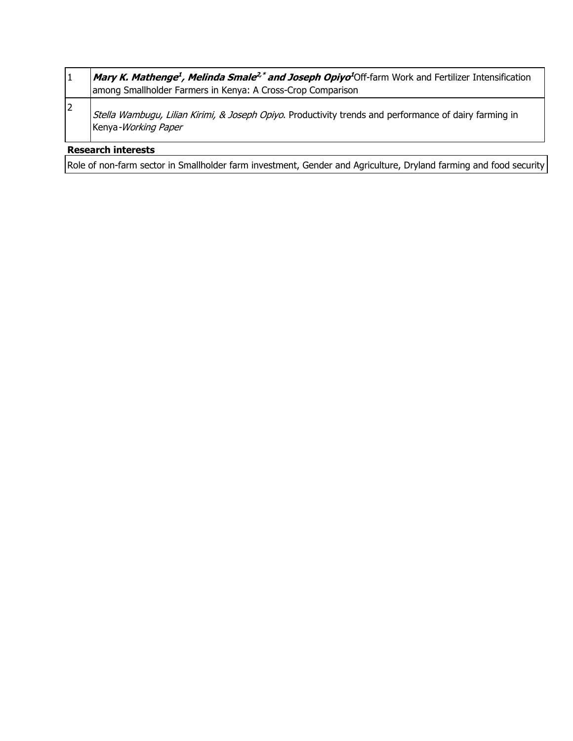| | |
|---|---|
| 1 | ***Mary K. Mathenge[1], Melinda Smale[2,*] and Joseph Opiyo[1]***Off-farm Work and Fertilizer Intensification among Smallholder Farmers in Kenya: A Cross-Crop Comparison |
| 2 | *Stella Wambugu, Lilian Kirimi, & Joseph Opiyo*. Productivity trends and performance of dairy farming in Kenya-*Working Paper* |

**Research interests**

| |
|---|
| Role of non-farm sector in Smallholder farm investment, Gender and Agriculture, Dryland farming and food security |